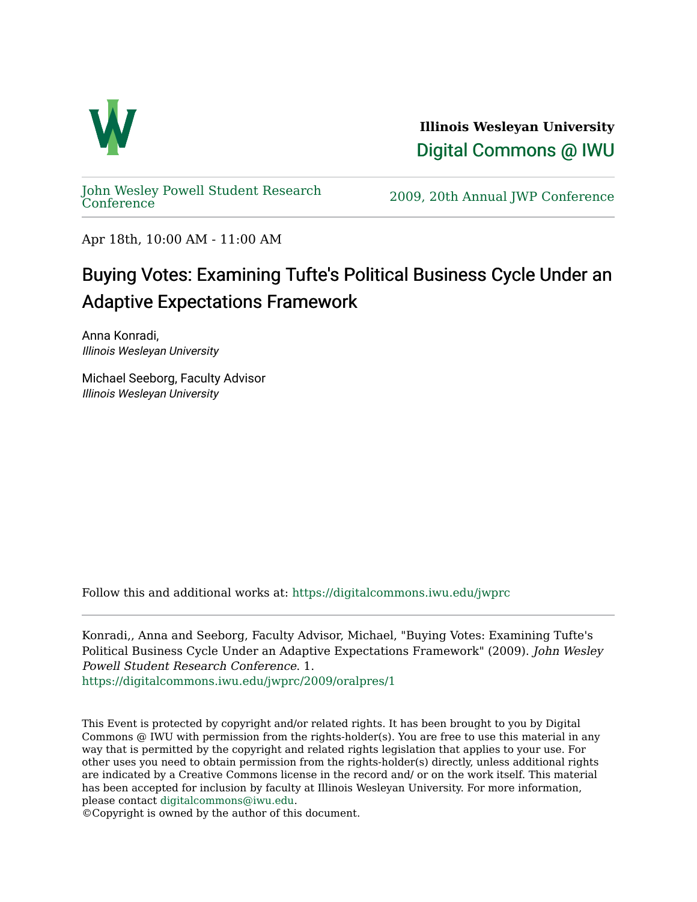Illinois Wesleyan University
Digital Commons @ IWU

John Wesley Powell Student Research Conference

2009, 20th Annual JWP Conference

Apr 18th, 10:00 AM - 11:00 AM

# Buying Votes: Examining Tufte's Political Business Cycle Under an Adaptive Expectations Framework

Anna Konradi,
*Illinois Wesleyan University*

Michael Seeborg, Faculty Advisor
*Illinois Wesleyan University*

Follow this and additional works at: https://digitalcommons.iwu.edu/jwprc

Konradi,, Anna and Seeborg, Faculty Advisor, Michael, "Buying Votes: Examining Tufte's Political Business Cycle Under an Adaptive Expectations Framework" (2009). *John Wesley Powell Student Research Conference*. 1.
https://digitalcommons.iwu.edu/jwprc/2009/oralpres/1

This Event is protected by copyright and/or related rights. It has been brought to you by Digital Commons @ IWU with permission from the rights-holder(s). You are free to use this material in any way that is permitted by the copyright and related rights legislation that applies to your use. For other uses you need to obtain permission from the rights-holder(s) directly, unless additional rights are indicated by a Creative Commons license in the record and/ or on the work itself. This material has been accepted for inclusion by faculty at Illinois Wesleyan University. For more information, please contact digitalcommons@iwu.edu.
©Copyright is owned by the author of this document.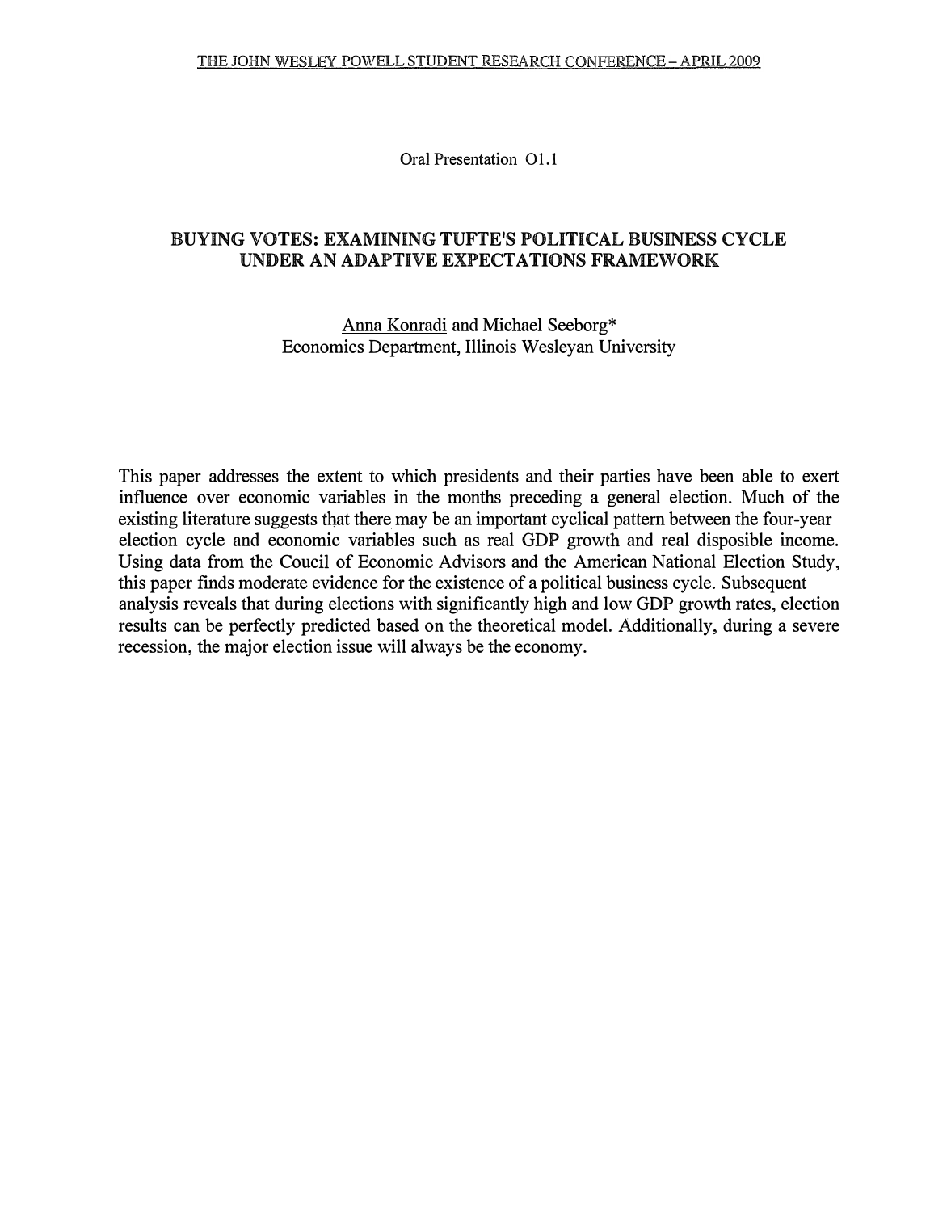Oral Presentation O1.1

## BUYING VOTES: EXAMINING TUFTE'S POLITICAL BUSINESS CYCLE UNDER AN ADAPTIVE EXPECTATIONS FRAMEWORK

Anna Konradi and Michael Seeborg*
Economics Department, Illinois Wesleyan University

This paper addresses the extent to which presidents and their parties have been able to exert influence over economic variables in the months preceding a general election. Much of the existing literature suggests that there may be an important cyclical pattern between the four-year election cycle and economic variables such as real GDP growth and real disposible income. Using data from the Coucil of Economic Advisors and the American National Election Study, this paper finds moderate evidence for the existence of a political business cycle. Subsequent analysis reveals that during elections with significantly high and low GDP growth rates, election results can be perfectly predicted based on the theoretical model. Additionally, during a severe recession, the major election issue will always be the economy.